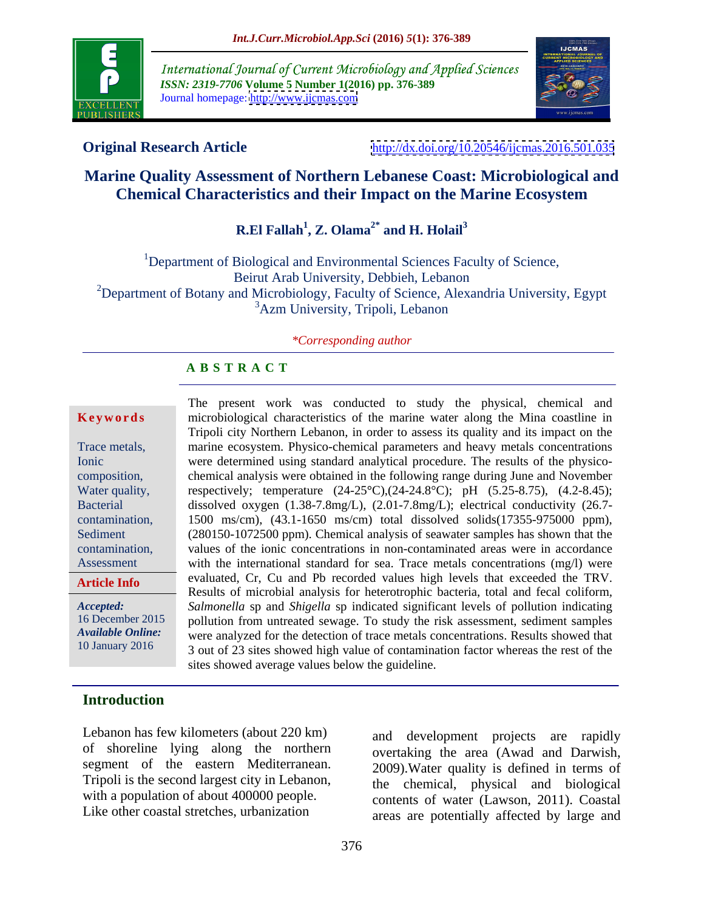**Original Research Article** http://dx.doi.org/10.20546/ijcmas.2016.501.035

# Marine Quality Assessment of Northern Lebanese Coast: Microbiological and Chemical Characteristics and their Impact on the Marine Ecosystem

**R.El Fallah[1], Z. Olama[2*] and H. Holail[3]**

[1]Department of Biological and Environmental Sciences Faculty of Science, Beirut Arab University, Debbieh, Lebanon
[2]Department of Botany and Microbiology, Faculty of Science, Alexandria University, Egypt
[3]Azm University, Tripoli, Lebanon

*\*Corresponding author*

## ABSTRACT

**Keywords**

Trace metals, Ionic composition, Water quality, Bacterial contamination, Sediment contamination, Assessment

**Article Info**

*Accepted:* 16 December 2015
*Available Online:* 10 January 2016

The present work was conducted to study the physical, chemical and microbiological characteristics of the marine water along the Mina coastline in Tripoli city Northern Lebanon, in order to assess its quality and its impact on the marine ecosystem. Physico-chemical parameters and heavy metals concentrations were determined using standard analytical procedure. The results of the physico-chemical analysis were obtained in the following range during June and November respectively; temperature (24-25°C),(24-24.8°C); pH (5.25-8.75), (4.2-8.45); dissolved oxygen (1.38-7.8mg/L), (2.01-7.8mg/L); electrical conductivity (26.7-1500 ms/cm), (43.1-1650 ms/cm) total dissolved solids(17355-975000 ppm), (280150-1072500 ppm). Chemical analysis of seawater samples has shown that the values of the ionic concentrations in non-contaminated areas were in accordance with the international standard for sea. Trace metals concentrations (mg/l) were evaluated, Cr, Cu and Pb recorded values high levels that exceeded the TRV. Results of microbial analysis for heterotrophic bacteria, total and fecal coliform, *Salmonella* sp and *Shigella* sp indicated significant levels of pollution indicating pollution from untreated sewage. To study the risk assessment, sediment samples were analyzed for the detection of trace metals concentrations. Results showed that 3 out of 23 sites showed high value of contamination factor whereas the rest of the sites showed average values below the guideline.

## Introduction

Lebanon has few kilometers (about 220 km) of shoreline lying along the northern segment of the eastern Mediterranean. Tripoli is the second largest city in Lebanon, with a population of about 400000 people. Like other coastal stretches, urbanization and development projects are rapidly overtaking the area (Awad and Darwish, 2009).Water quality is defined in terms of the chemical, physical and biological contents of water (Lawson, 2011). Coastal areas are potentially affected by large and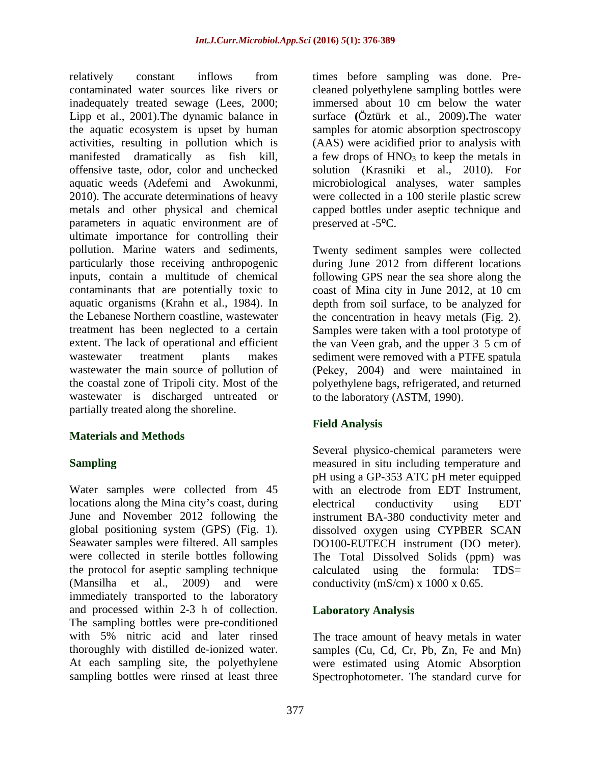relatively constant inflows from contaminated water sources like rivers or inadequately treated sewage (Lees, 2000; Lipp et al., 2001).The dynamic balance in the aquatic ecosystem is upset by human activities, resulting in pollution which is manifested dramatically as fish kill, offensive taste, odor, color and unchecked aquatic weeds (Adefemi and Awokunmi, 2010). The accurate determinations of heavy metals and other physical and chemical parameters in aquatic environment are of ultimate importance for controlling their pollution. Marine waters and sediments, particularly those receiving anthropogenic inputs, contain a multitude of chemical contaminants that are potentially toxic to aquatic organisms (Krahn et al., 1984). In the Lebanese Northern coastline, wastewater treatment has been neglected to a certain extent. The lack of operational and efficient wastewater treatment plants makes wastewater the main source of pollution of the coastal zone of Tripoli city. Most of the wastewater is discharged untreated or partially treated along the shoreline.

## Materials and Methods

### Sampling

Water samples were collected from 45 locations along the Mina city's coast, during June and November 2012 following the global positioning system (GPS) (Fig. 1). Seawater samples were filtered. All samples were collected in sterile bottles following the protocol for aseptic sampling technique (Mansilha et al., 2009) and were immediately transported to the laboratory and processed within 2-3 h of collection. The sampling bottles were pre-conditioned with 5% nitric acid and later rinsed thoroughly with distilled de-ionized water. At each sampling site, the polyethylene sampling bottles were rinsed at least three times before sampling was done. Pre-cleaned polyethylene sampling bottles were immersed about 10 cm below the water surface **(**Öztürk et al., 2009)**.**The water samples for atomic absorption spectroscopy (AAS) were acidified prior to analysis with a few drops of $HNO_3$ to keep the metals in solution (Krasniki et al., 2010). For microbiological analyses, water samples were collected in a 100 sterile plastic screw capped bottles under aseptic technique and preserved at -5°C.

Twenty sediment samples were collected during June 2012 from different locations following GPS near the sea shore along the coast of Mina city in June 2012, at 10 cm depth from soil surface, to be analyzed for the concentration in heavy metals (Fig. 2). Samples were taken with a tool prototype of the van Veen grab, and the upper 3–5 cm of sediment were removed with a PTFE spatula (Pekey, 2004) and were maintained in polyethylene bags, refrigerated, and returned to the laboratory (ASTM, 1990).

### Field Analysis

Several physico-chemical parameters were measured in situ including temperature and pH using a GP-353 ATC pH meter equipped with an electrode from EDT Instrument, electrical conductivity using EDT instrument BA-380 conductivity meter and dissolved oxygen using CYPBER SCAN DO100-EUTECH instrument (DO meter). The Total Dissolved Solids (ppm) was calculated using the formula: TDS= conductivity (mS/cm) x 1000 x 0.65.

### Laboratory Analysis

The trace amount of heavy metals in water samples (Cu, Cd, Cr, Pb, Zn, Fe and Mn) were estimated using Atomic Absorption Spectrophotometer. The standard curve for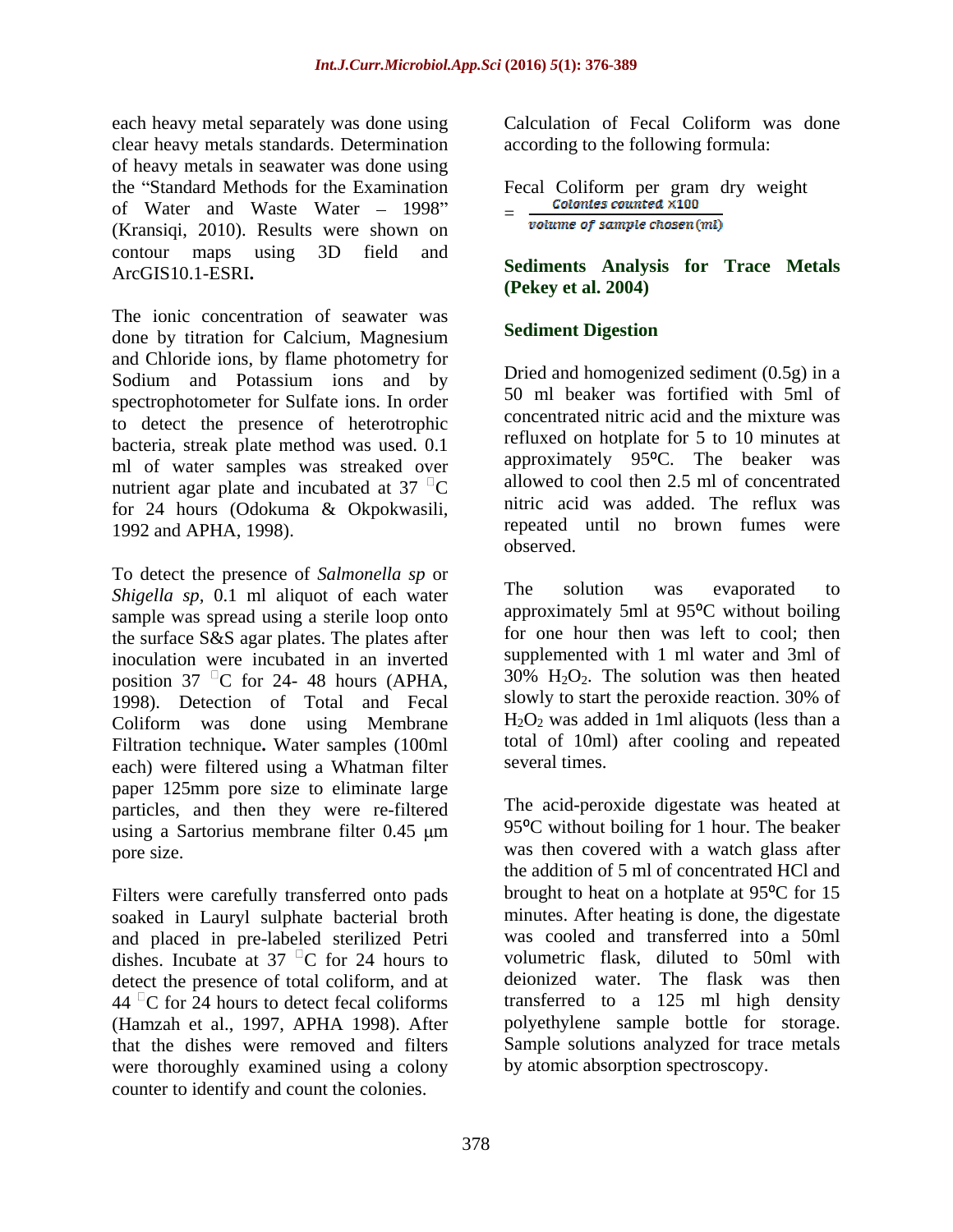each heavy metal separately was done using clear heavy metals standards. Determination of heavy metals in seawater was done using the "Standard Methods for the Examination of Water and Waste Water – 1998" (Kransiqi, 2010). Results were shown on contour maps using 3D field and ArcGIS10.1-ESRI**.**

The ionic concentration of seawater was done by titration for Calcium, Magnesium and Chloride ions, by flame photometry for Sodium and Potassium ions and by spectrophotometer for Sulfate ions. In order to detect the presence of heterotrophic bacteria, streak plate method was used. 0.1 ml of water samples was streaked over nutrient agar plate and incubated at 37 °C for 24 hours (Odokuma & Okpokwasili, 1992 and APHA, 1998).

To detect the presence of *Salmonella sp* or *Shigella sp,* 0.1 ml aliquot of each water sample was spread using a sterile loop onto the surface S&S agar plates. The plates after inoculation were incubated in an inverted position 37 °C for 24- 48 hours (APHA, 1998). Detection of Total and Fecal Coliform was done using Membrane Filtration technique**.** Water samples (100ml each) were filtered using a Whatman filter paper 125mm pore size to eliminate large particles, and then they were re-filtered using a Sartorius membrane filter 0.45 µm pore size.

Filters were carefully transferred onto pads soaked in Lauryl sulphate bacterial broth and placed in pre-labeled sterilized Petri dishes. Incubate at 37 °C for 24 hours to detect the presence of total coliform, and at 44 °C for 24 hours to detect fecal coliforms (Hamzah et al., 1997, APHA 1998). After that the dishes were removed and filters were thoroughly examined using a colony counter to identify and count the colonies.

Calculation of Fecal Coliform was done according to the following formula:

$$\text{Fecal Coliform per gram dry weight} = \frac{\text{Colonies counted} \times 100}{\text{volume of sample chosen (ml)}}$$

## Sediments Analysis for Trace Metals (Pekey et al. 2004)

### Sediment Digestion

Dried and homogenized sediment (0.5g) in a 50 ml beaker was fortified with 5ml of concentrated nitric acid and the mixture was refluxed on hotplate for 5 to 10 minutes at approximately 95ºC. The beaker was allowed to cool then 2.5 ml of concentrated nitric acid was added. The reflux was repeated until no brown fumes were observed.

The solution was evaporated to approximately 5ml at 95ºC without boiling for one hour then was left to cool; then supplemented with 1 ml water and 3ml of 30% $H_2O_2$. The solution was then heated slowly to start the peroxide reaction. 30% of $H_2O_2$ was added in 1ml aliquots (less than a total of 10ml) after cooling and repeated several times.

The acid-peroxide digestate was heated at 95ºC without boiling for 1 hour. The beaker was then covered with a watch glass after the addition of 5 ml of concentrated HCl and brought to heat on a hotplate at 95ºC for 15 minutes. After heating is done, the digestate was cooled and transferred into a 50ml volumetric flask, diluted to 50ml with deionized water. The flask was then transferred to a 125 ml high density polyethylene sample bottle for storage. Sample solutions analyzed for trace metals by atomic absorption spectroscopy.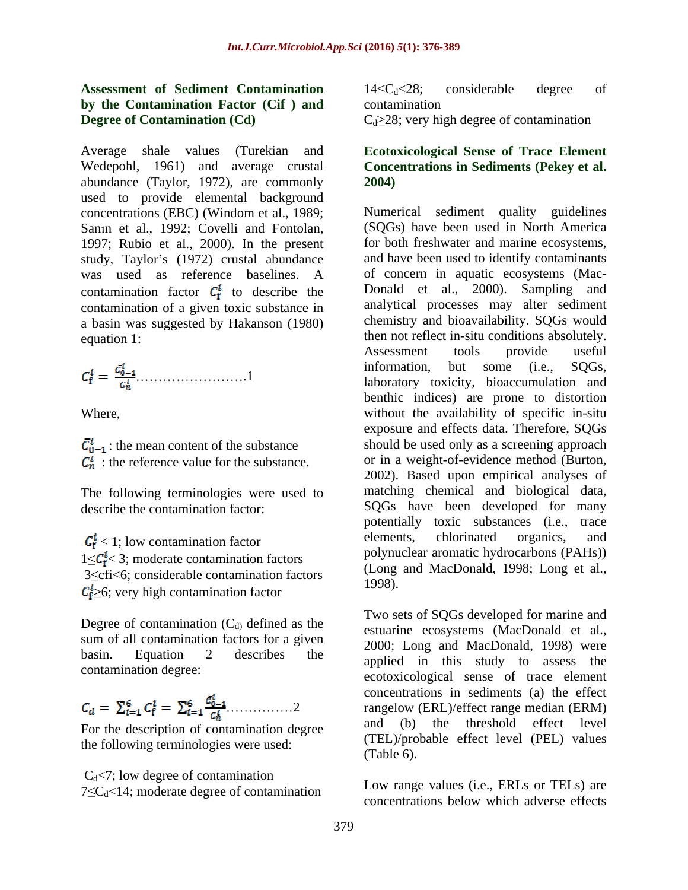### Assessment of Sediment Contamination by the Contamination Factor (Cif ) and Degree of Contamination (Cd)

Average shale values (Turekian and Wedepohl, 1961) and average crustal abundance (Taylor, 1972), are commonly used to provide elemental background concentrations (EBC) (Windom et al., 1989; Sanın et al., 1992; Covelli and Fontolan, 1997; Rubio et al., 2000). In the present study, Taylor's (1972) crustal abundance was used as reference baselines. A contamination factor $C_f^i$ to describe the contamination of a given toxic substance in a basin was suggested by Hakanson (1980) equation 1:

$$C_f^i = \frac{\bar{C}_{0-1}^i}{C_n^i} \text{……………………}1$$

Where,

$\bar{C}_{0-1}^i$ : the mean content of the substance
$C_n^i$ : the reference value for the substance.

The following terminologies were used to describe the contamination factor:

$C_f^i < 1$; low contamination factor
$1 \leq C_f^i < 3$; moderate contamination factors
$3 \leq cfi < 6$; considerable contamination factors
$C_f^i \geq 6$; very high contamination factor

Degree of contamination ($C_d$) defined as the sum of all contamination factors for a given basin. Equation 2 describes the contamination degree:

$$C_d = \sum_{i=1}^{6} C_f^i = \sum_{i=1}^{6} \frac{\bar{C}_{0-1}^i}{C_n^i} \text{……………}2$$

For the description of contamination degree the following terminologies were used:

$C_d < 7$; low degree of contamination
$7 \leq C_d < 14$; moderate degree of contamination
$14 \leq C_d < 28$; considerable degree of contamination
$C_d \geq 28$; very high degree of contamination

### Ecotoxicological Sense of Trace Element Concentrations in Sediments (Pekey et al. 2004)

Numerical sediment quality guidelines (SQGs) have been used in North America for both freshwater and marine ecosystems, and have been used to identify contaminants of concern in aquatic ecosystems (Mac-Donald et al., 2000). Sampling and analytical processes may alter sediment chemistry and bioavailability. SQGs would then not reflect in-situ conditions absolutely. Assessment tools provide useful information, but some (i.e., SQGs, laboratory toxicity, bioaccumulation and benthic indices) are prone to distortion without the availability of specific in-situ exposure and effects data. Therefore, SQGs should be used only as a screening approach or in a weight-of-evidence method (Burton, 2002). Based upon empirical analyses of matching chemical and biological data, SQGs have been developed for many potentially toxic substances (i.e., trace elements, chlorinated organics, and polynuclear aromatic hydrocarbons (PAHs)) (Long and MacDonald, 1998; Long et al., 1998).

Two sets of SQGs developed for marine and estuarine ecosystems (MacDonald et al., 2000; Long and MacDonald, 1998) were applied in this study to assess the ecotoxicological sense of trace element concentrations in sediments (a) the effect rangelow (ERL)/effect range median (ERM) and (b) the threshold effect level (TEL)/probable effect level (PEL) values (Table 6).

Low range values (i.e., ERLs or TELs) are concentrations below which adverse effects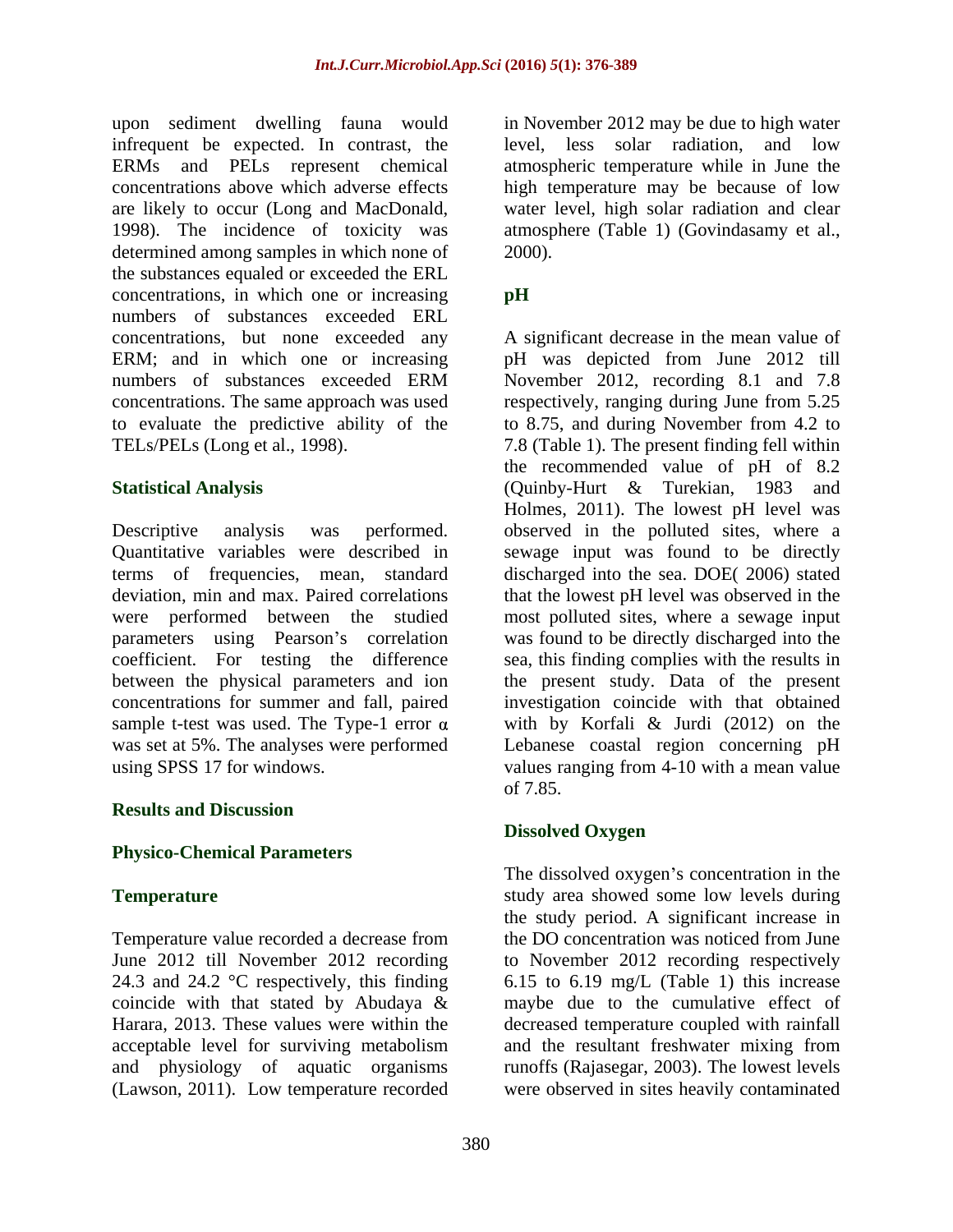upon sediment dwelling fauna would infrequent be expected. In contrast, the ERMs and PELs represent chemical concentrations above which adverse effects are likely to occur (Long and MacDonald, 1998). The incidence of toxicity was determined among samples in which none of the substances equaled or exceeded the ERL concentrations, in which one or increasing numbers of substances exceeded ERL concentrations, but none exceeded any ERM; and in which one or increasing numbers of substances exceeded ERM concentrations. The same approach was used to evaluate the predictive ability of the TELs/PELs (Long et al., 1998).

### Statistical Analysis

Descriptive analysis was performed. Quantitative variables were described in terms of frequencies, mean, standard deviation, min and max. Paired correlations were performed between the studied parameters using Pearson's correlation coefficient. For testing the difference between the physical parameters and ion concentrations for summer and fall, paired sample t-test was used. The Type-1 error $\alpha$ was set at 5%. The analyses were performed using SPSS 17 for windows.

## Results and Discussion

### Physico-Chemical Parameters

### Temperature

Temperature value recorded a decrease from June 2012 till November 2012 recording 24.3 and 24.2 °C respectively, this finding coincide with that stated by Abudaya & Harara, 2013. These values were within the acceptable level for surviving metabolism and physiology of aquatic organisms (Lawson, 2011). Low temperature recorded in November 2012 may be due to high water level, less solar radiation, and low atmospheric temperature while in June the high temperature may be because of low water level, high solar radiation and clear atmosphere (Table 1) (Govindasamy et al., 2000).

### pH

A significant decrease in the mean value of pH was depicted from June 2012 till November 2012, recording 8.1 and 7.8 respectively, ranging during June from 5.25 to 8.75, and during November from 4.2 to 7.8 (Table 1). The present finding fell within the recommended value of pH of 8.2 (Quinby-Hurt & Turekian, 1983 and Holmes, 2011). The lowest pH level was observed in the polluted sites, where a sewage input was found to be directly discharged into the sea. DOE( 2006) stated that the lowest pH level was observed in the most polluted sites, where a sewage input was found to be directly discharged into the sea, this finding complies with the results in the present study. Data of the present investigation coincide with that obtained with by Korfali & Jurdi (2012) on the Lebanese coastal region concerning pH values ranging from 4-10 with a mean value of 7.85.

### Dissolved Oxygen

The dissolved oxygen's concentration in the study area showed some low levels during the study period. A significant increase in the DO concentration was noticed from June to November 2012 recording respectively 6.15 to 6.19 mg/L (Table 1) this increase maybe due to the cumulative effect of decreased temperature coupled with rainfall and the resultant freshwater mixing from runoffs (Rajasegar, 2003). The lowest levels were observed in sites heavily contaminated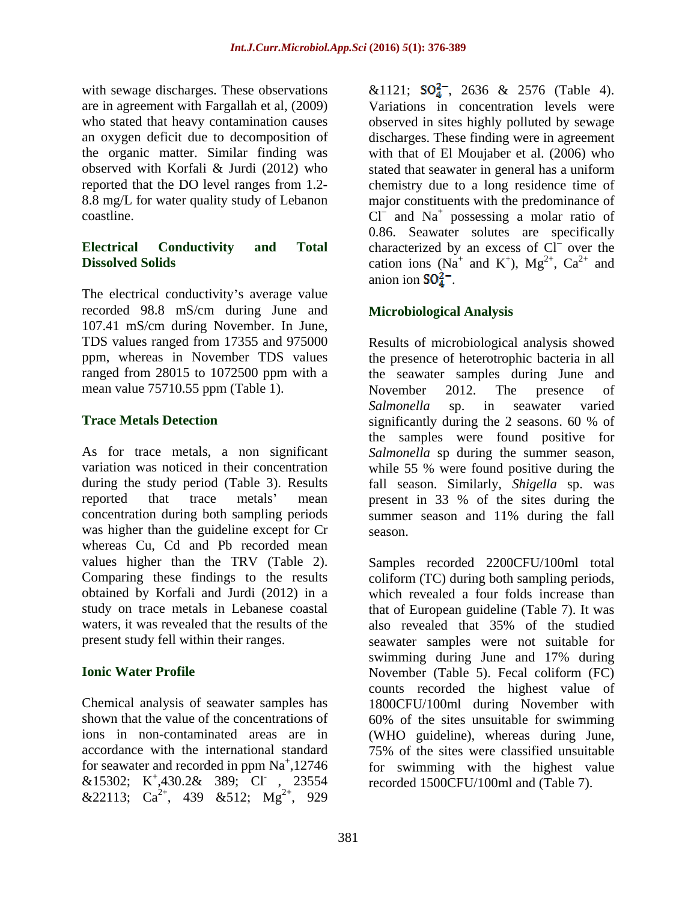with sewage discharges. These observations are in agreement with Fargallah et al, (2009) who stated that heavy contamination causes an oxygen deficit due to decomposition of the organic matter. Similar finding was observed with Korfali & Jurdi (2012) who reported that the DO level ranges from 1.2-8.8 mg/L for water quality study of Lebanon coastline.

### Electrical Conductivity and Total Dissolved Solids

The electrical conductivity's average value recorded 98.8 mS/cm during June and 107.41 mS/cm during November. In June, TDS values ranged from 17355 and 975000 ppm, whereas in November TDS values ranged from 28015 to 1072500 ppm with a mean value 75710.55 ppm (Table 1).

### Trace Metals Detection

As for trace metals, a non significant variation was noticed in their concentration during the study period (Table 3). Results reported that trace metals' mean concentration during both sampling periods was higher than the guideline except for Cr whereas Cu, Cd and Pb recorded mean values higher than the TRV (Table 2). Comparing these findings to the results obtained by Korfali and Jurdi (2012) in a study on trace metals in Lebanese coastal waters, it was revealed that the results of the present study fell within their ranges.

### Ionic Water Profile

Chemical analysis of seawater samples has shown that the value of the concentrations of ions in non-contaminated areas are in accordance with the international standard for seawater and recorded in ppm $Na^{+}$,12746 &15302; $K^{+}$,430.2& 389; $Cl^{-}$ , 23554 &22113; $Ca^{2+}$, 439 &512; $Mg^{2+}$, 929 &1121; $SO_4^{2-}$, 2636 & 2576 (Table 4). Variations in concentration levels were observed in sites highly polluted by sewage discharges. These finding were in agreement with that of El Moujaber et al. (2006) who stated that seawater in general has a uniform chemistry due to a long residence time of major constituents with the predominance of $Cl^{-}$ and $Na^{+}$ possessing a molar ratio of 0.86. Seawater solutes are specifically characterized by an excess of $Cl^{-}$ over the cation ions ($Na^{+}$ and $K^{+}$), $Mg^{2+}$, $Ca^{2+}$ and anion ion $SO_4^{2-}$.

### Microbiological Analysis

Results of microbiological analysis showed the presence of heterotrophic bacteria in all the seawater samples during June and November 2012. The presence of *Salmonella* sp. in seawater varied significantly during the 2 seasons. 60 % of the samples were found positive for *Salmonella* sp during the summer season, while 55 % were found positive during the fall season. Similarly, *Shigella* sp. was present in 33 % of the sites during the summer season and 11% during the fall season.

Samples recorded 2200CFU/100ml total coliform (TC) during both sampling periods, which revealed a four folds increase than that of European guideline (Table 7). It was also revealed that 35% of the studied seawater samples were not suitable for swimming during June and 17% during November (Table 5). Fecal coliform (FC) counts recorded the highest value of 1800CFU/100ml during November with 60% of the sites unsuitable for swimming (WHO guideline), whereas during June, 75% of the sites were classified unsuitable for swimming with the highest value recorded 1500CFU/100ml and (Table 7).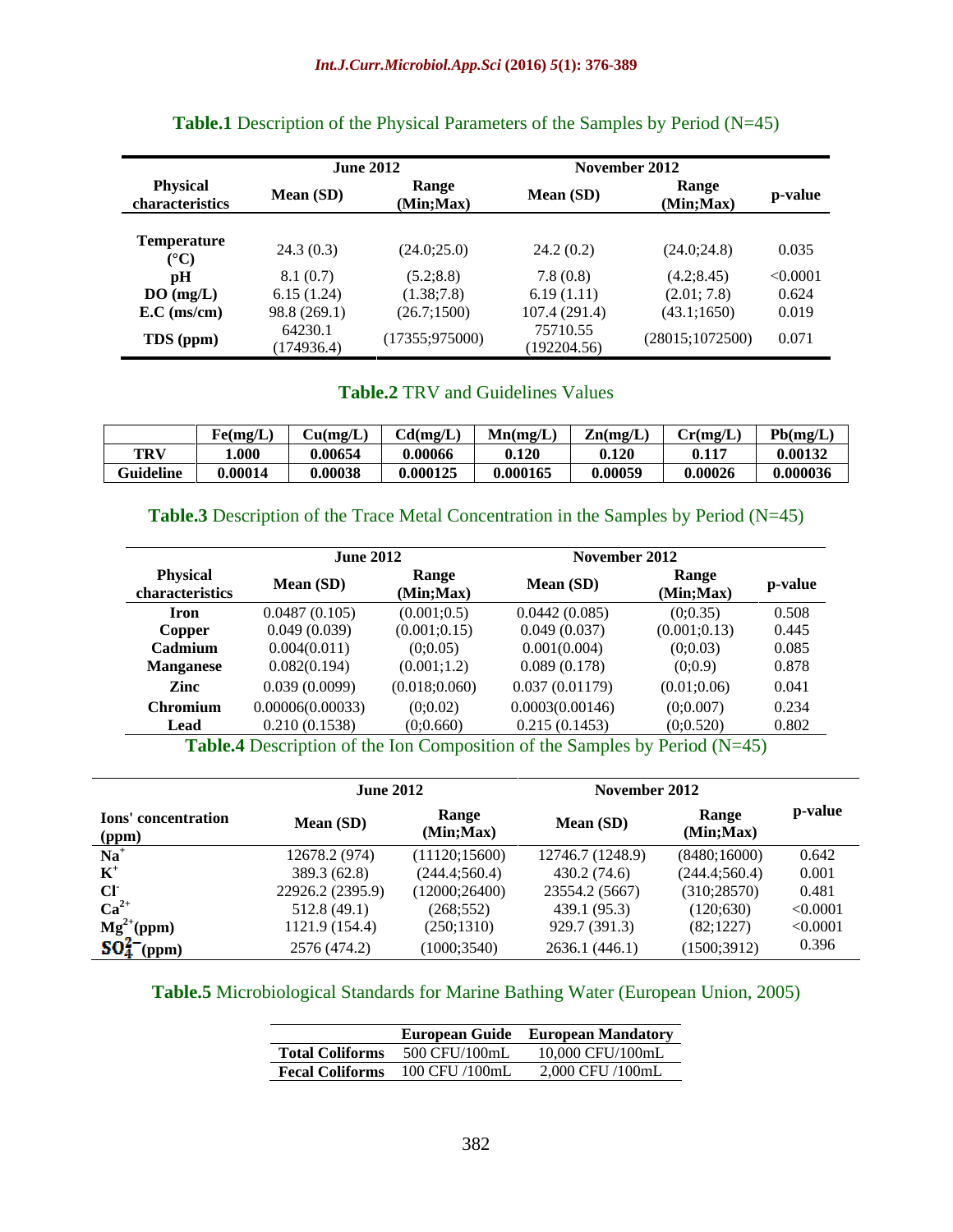**Table.1** Description of the Physical Parameters of the Samples by Period (N=45)

| Physical characteristics | June 2012 | | November 2012 | | p-value |
|---|---|---|---|---|---|
| | Mean (SD) | Range (Min;Max) | Mean (SD) | Range (Min;Max) | |
| Temperature (°C) | 24.3 (0.3) | (24.0;25.0) | 24.2 (0.2) | (24.0;24.8) | 0.035 |
| pH | 8.1 (0.7) | (5.2;8.8) | 7.8 (0.8) | (4.2;8.45) | <0.0001 |
| DO (mg/L) | 6.15 (1.24) | (1.38;7.8) | 6.19 (1.11) | (2.01; 7.8) | 0.624 |
| E.C (ms/cm) | 98.8 (269.1) | (26.7;1500) | 107.4 (291.4) | (43.1;1650) | 0.019 |
| TDS (ppm) | 64230.1 (174936.4) | (17355;975000) | 75710.55 (192204.56) | (28015;1072500) | 0.071 |

**Table.2** TRV and Guidelines Values

| | Fe(mg/L) | Cu(mg/L) | Cd(mg/L) | Mn(mg/L) | Zn(mg/L) | Cr(mg/L) | Pb(mg/L) |
|---|---|---|---|---|---|---|---|
| TRV | 1.000 | 0.00654 | 0.00066 | 0.120 | 0.120 | 0.117 | 0.00132 |
| Guideline | 0.00014 | 0.00038 | 0.000125 | 0.000165 | 0.00059 | 0.00026 | 0.000036 |

**Table.3** Description of the Trace Metal Concentration in the Samples by Period (N=45)

| Physical characteristics | June 2012 | | November 2012 | | p-value |
|---|---|---|---|---|---|
| | Mean (SD) | Range (Min;Max) | Mean (SD) | Range (Min;Max) | |
| Iron | 0.0487 (0.105) | (0.001;0.5) | 0.0442 (0.085) | (0;0.35) | 0.508 |
| Copper | 0.049 (0.039) | (0.001;0.15) | 0.049 (0.037) | (0.001;0.13) | 0.445 |
| Cadmium | 0.004(0.011) | (0;0.05) | 0.001(0.004) | (0;0.03) | 0.085 |
| Manganese | 0.082(0.194) | (0.001;1.2) | 0.089 (0.178) | (0;0.9) | 0.878 |
| Zinc | 0.039 (0.0099) | (0.018;0.060) | 0.037 (0.01179) | (0.01;0.06) | 0.041 |
| Chromium | 0.00006(0.00033) | (0;0.02) | 0.0003(0.00146) | (0;0.007) | 0.234 |
| Lead | 0.210 (0.1538) | (0;0.660) | 0.215 (0.1453) | (0;0.520) | 0.802 |

**Table.4** Description of the Ion Composition of the Samples by Period (N=45)

| Ions' concentration (ppm) | June 2012 | | November 2012 | | p-value |
|---|---|---|---|---|---|
| | Mean (SD) | Range (Min;Max) | Mean (SD) | Range (Min;Max) | |
| $Na^+$ | 12678.2 (974) | (11120;15600) | 12746.7 (1248.9) | (8480;16000) | 0.642 |
| $K^+$ | 389.3 (62.8) | (244.4;560.4) | 430.2 (74.6) | (244.4;560.4) | 0.001 |
| $Cl^-$ | 22926.2 (2395.9) | (12000;26400) | 23554.2 (5667) | (310;28570) | 0.481 |
| $Ca^{2+}$ | 512.8 (49.1) | (268;552) | 439.1 (95.3) | (120;630) | <0.0001 |
| $Mg^{2+}$(ppm) | 1121.9 (154.4) | (250;1310) | 929.7 (391.3) | (82;1227) | <0.0001 |
| $SO_4^{2-}$(ppm) | 2576 (474.2) | (1000;3540) | 2636.1 (446.1) | (1500;3912) | 0.396 |

**Table.5** Microbiological Standards for Marine Bathing Water (European Union, 2005)

| | European Guide | European Mandatory |
|---|---|---|
| Total Coliforms | 500 CFU/100mL | 10,000 CFU/100mL |
| Fecal Coliforms | 100 CFU /100mL | 2,000 CFU /100mL |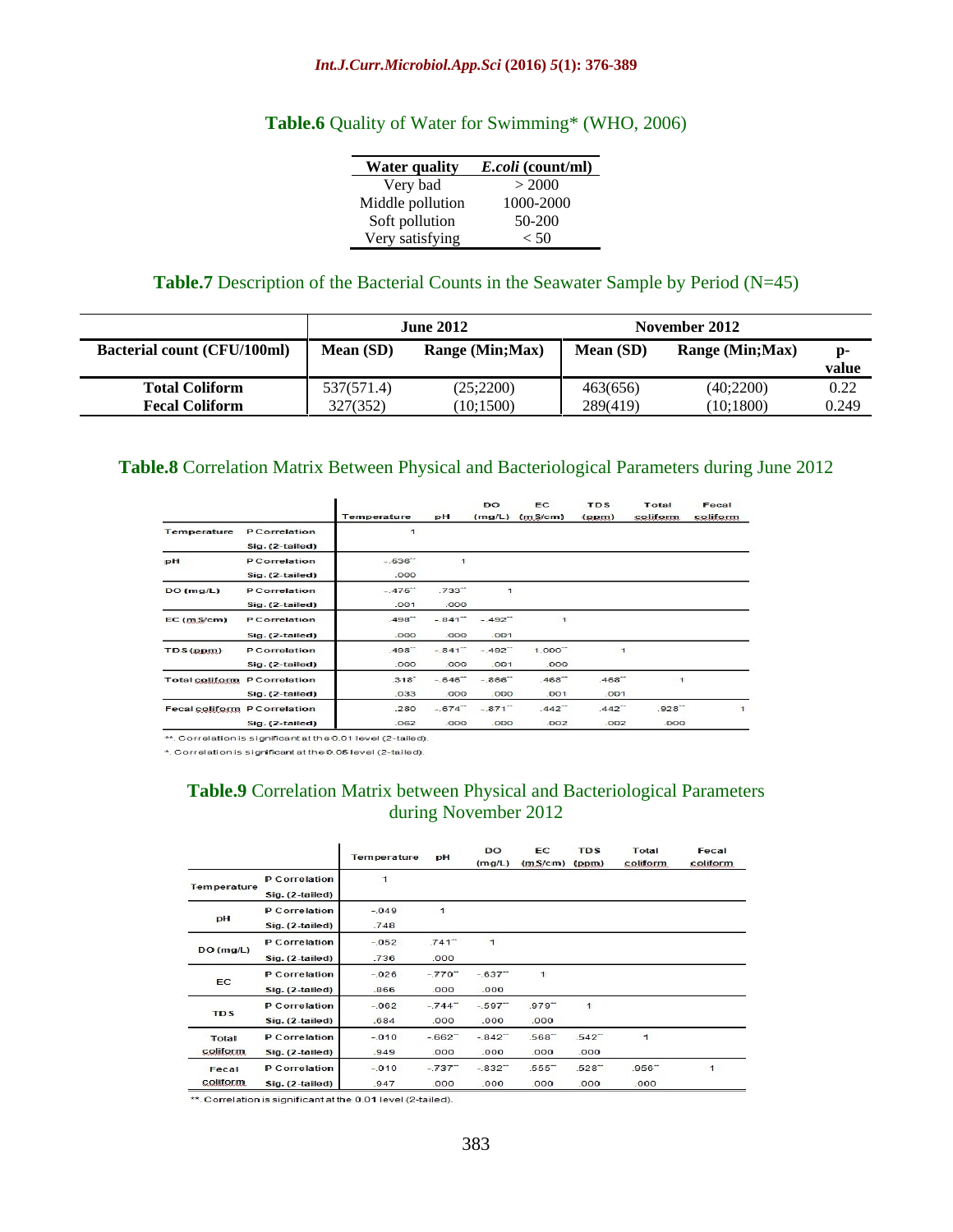**Table.6** Quality of Water for Swimming* (WHO, 2006)

| Water quality | *E.coli* (count/ml) |
|---|---|
| Very bad | > 2000 |
| Middle pollution | 1000-2000 |
| Soft pollution | 50-200 |
| Very satisfying | < 50 |

**Table.7** Description of the Bacterial Counts in the Seawater Sample by Period (N=45)

| | June 2012 | | November 2012 | | |
|---|---|---|---|---|---|
| **Bacterial count (CFU/100ml)** | **Mean (SD)** | **Range (Min;Max)** | **Mean (SD)** | **Range (Min;Max)** | **p-value** |
| **Total Coliform** | 537(571.4) | (25;2200) | 463(656) | (40;2200) | 0.22 |
| **Fecal Coliform** | 327(352) | (10;1500) | 289(419) | (10;1800) | 0.249 |

**Table.8** Correlation Matrix Between Physical and Bacteriological Parameters during June 2012

| | | Temperature | pH | DO (mg/L) | EC (mS/cm) | TDS (ppm) | Total coliform | Fecal coliform |
|---|---|---|---|---|---|---|---|---|
| Temperature | P Correlation | 1 | | | | | | |
| | Sig. (2-tailed) | | | | | | | |
| pH | P Correlation | -.536** | 1 | | | | | |
| | Sig. (2-tailed) | .000 | | | | | | |
| DO (mg/L) | P Correlation | -.475** | .733** | 1 | | | | |
| | Sig. (2-tailed) | .001 | .000 | | | | | |
| EC (mS/cm) | P Correlation | .498** | -.841** | -.492** | 1 | | | |
| | Sig. (2-tailed) | .000 | .000 | .001 | | | | |
| TDS (ppm) | P Correlation | .498** | -.841** | -.492** | 1.000** | 1 | | |
| | Sig. (2-tailed) | .000 | .000 | .001 | .000 | | | |
| Total coliform | P Correlation | .318* | -.646** | -.866** | .468** | .468** | 1 | |
| | Sig. (2-tailed) | .033 | .000 | .000 | .001 | .001 | | |
| Fecal coliform | P Correlation | .280 | -.674** | -.871** | .442** | .442** | .928** | 1 |
| | Sig. (2-tailed) | .062 | .000 | .000 | .002 | .002 | .000 | |

**. Correlation is significant at the 0.01 level (2-tailed).
*. Correlation is significant at the 0.05 level (2-tailed).

**Table.9** Correlation Matrix between Physical and Bacteriological Parameters during November 2012

| | | Temperature | pH | DO (mg/L) | EC (mS/cm) | TDS (ppm) | Total coliform | Fecal coliform |
|---|---|---|---|---|---|---|---|---|
| Temperature | P Correlation | 1 | | | | | | |
| | Sig. (2-tailed) | | | | | | | |
| pH | P Correlation | -.049 | 1 | | | | | |
| | Sig. (2-tailed) | .748 | | | | | | |
| DO (mg/L) | P Correlation | -.052 | .741** | 1 | | | | |
| | Sig. (2-tailed) | .736 | .000 | | | | | |
| EC | P Correlation | -.026 | -.770** | -.637** | 1 | | | |
| | Sig. (2-tailed) | .866 | .000 | .000 | | | | |
| TDS | P Correlation | -.062 | -.744** | -.597** | .979** | 1 | | |
| | Sig. (2-tailed) | .684 | .000 | .000 | .000 | | | |
| Total coliform | P Correlation | -.010 | -.662** | -.842** | .568** | .542** | 1 | |
| | Sig. (2-tailed) | .949 | .000 | .000 | .000 | .000 | | |
| Fecal coliform | P Correlation | -.010 | -.737** | -.832** | .555** | .528** | .956** | 1 |
| | Sig. (2-tailed) | .947 | .000 | .000 | .000 | .000 | .000 | |

**. Correlation is significant at the 0.01 level (2-tailed).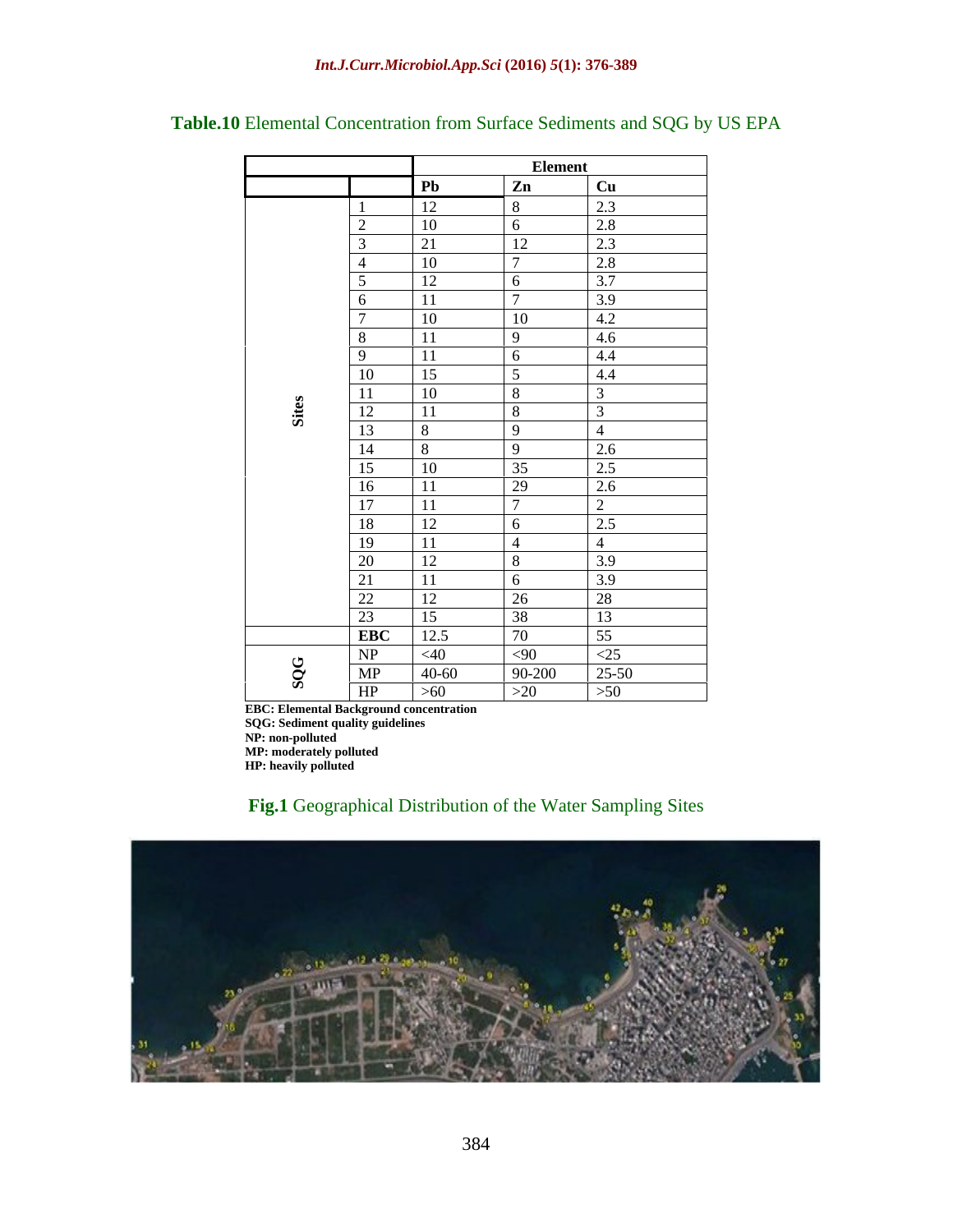**Table.10** Elemental Concentration from Surface Sediments and SQG by US EPA

| | | Element | | |
|---|---|---|---|---|
| | | Pb | Zn | Cu |
| Sites | 1 | 12 | 8 | 2.3 |
| | 2 | 10 | 6 | 2.8 |
| | 3 | 21 | 12 | 2.3 |
| | 4 | 10 | 7 | 2.8 |
| | 5 | 12 | 6 | 3.7 |
| | 6 | 11 | 7 | 3.9 |
| | 7 | 10 | 10 | 4.2 |
| | 8 | 11 | 9 | 4.6 |
| | 9 | 11 | 6 | 4.4 |
| | 10 | 15 | 5 | 4.4 |
| | 11 | 10 | 8 | 3 |
| | 12 | 11 | 8 | 3 |
| | 13 | 8 | 9 | 4 |
| | 14 | 8 | 9 | 2.6 |
| | 15 | 10 | 35 | 2.5 |
| | 16 | 11 | 29 | 2.6 |
| | 17 | 11 | 7 | 2 |
| | 18 | 12 | 6 | 2.5 |
| | 19 | 11 | 4 | 4 |
| | 20 | 12 | 8 | 3.9 |
| | 21 | 11 | 6 | 3.9 |
| | 22 | 12 | 26 | 28 |
| | 23 | 15 | 38 | 13 |
| | **EBC** | 12.5 | 70 | 55 |
| SQG | NP | <40 | <90 | <25 |
| | MP | 40-60 | 90-200 | 25-50 |
| | HP | >60 | >20 | >50 |

**EBC: Elemental Background concentration**
**SQG: Sediment quality guidelines**
**NP: non-polluted**
**MP: moderately polluted**
**HP: heavily polluted**

**Fig.1** Geographical Distribution of the Water Sampling Sites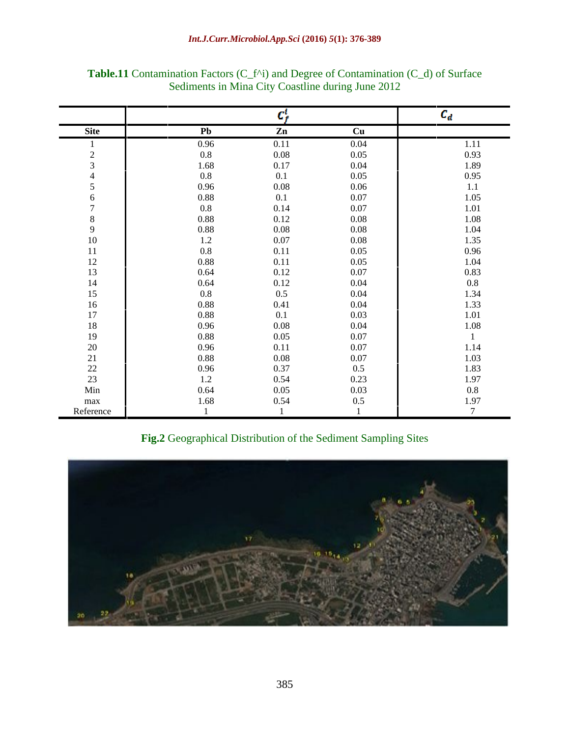**Table.11** Contamination Factors ($C_f^i$) and Degree of Contamination ($C_d$) of Surface Sediments in Mina City Coastline during June 2012

| | $C_f^i$ | | | $C_d$ |
|---|---|---|---|---|
| **Site** | **Pb** | **Zn** | **Cu** | |
| 1 | 0.96 | 0.11 | 0.04 | 1.11 |
| 2 | 0.8 | 0.08 | 0.05 | 0.93 |
| 3 | 1.68 | 0.17 | 0.04 | 1.89 |
| 4 | 0.8 | 0.1 | 0.05 | 0.95 |
| 5 | 0.96 | 0.08 | 0.06 | 1.1 |
| 6 | 0.88 | 0.1 | 0.07 | 1.05 |
| 7 | 0.8 | 0.14 | 0.07 | 1.01 |
| 8 | 0.88 | 0.12 | 0.08 | 1.08 |
| 9 | 0.88 | 0.08 | 0.08 | 1.04 |
| 10 | 1.2 | 0.07 | 0.08 | 1.35 |
| 11 | 0.8 | 0.11 | 0.05 | 0.96 |
| 12 | 0.88 | 0.11 | 0.05 | 1.04 |
| 13 | 0.64 | 0.12 | 0.07 | 0.83 |
| 14 | 0.64 | 0.12 | 0.04 | 0.8 |
| 15 | 0.8 | 0.5 | 0.04 | 1.34 |
| 16 | 0.88 | 0.41 | 0.04 | 1.33 |
| 17 | 0.88 | 0.1 | 0.03 | 1.01 |
| 18 | 0.96 | 0.08 | 0.04 | 1.08 |
| 19 | 0.88 | 0.05 | 0.07 | 1 |
| 20 | 0.96 | 0.11 | 0.07 | 1.14 |
| 21 | 0.88 | 0.08 | 0.07 | 1.03 |
| 22 | 0.96 | 0.37 | 0.5 | 1.83 |
| 23 | 1.2 | 0.54 | 0.23 | 1.97 |
| Min | 0.64 | 0.05 | 0.03 | 0.8 |
| max | 1.68 | 0.54 | 0.5 | 1.97 |
| Reference | 1 | 1 | 1 | 7 |

**Fig.2** Geographical Distribution of the Sediment Sampling Sites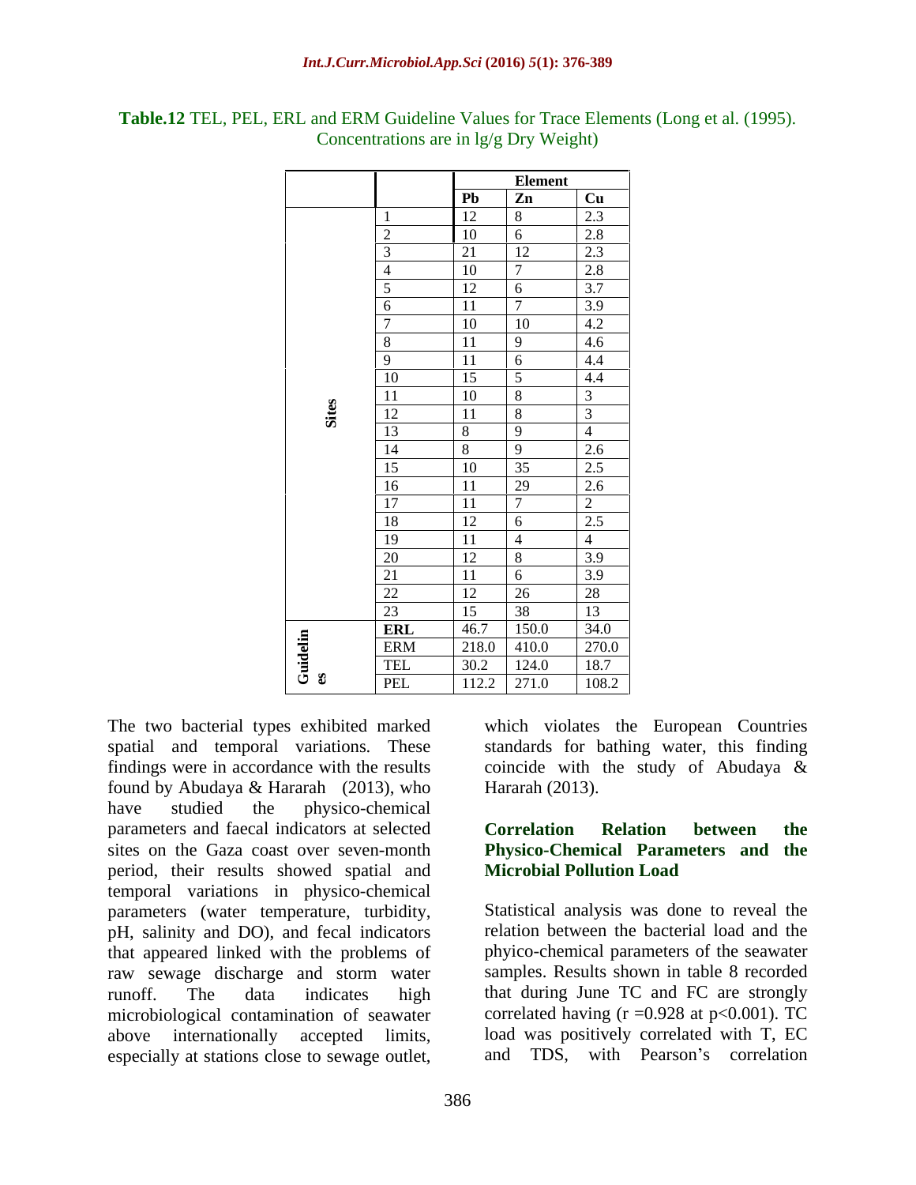**Table.12** TEL, PEL, ERL and ERM Guideline Values for Trace Elements (Long et al. (1995). Concentrations are in lg/g Dry Weight)

| | | Element | | |
|---|---|---|---|---|
| | | **Pb** | **Zn** | **Cu** |
| Sites | 1 | 12 | 8 | 2.3 |
| | 2 | 10 | 6 | 2.8 |
| | 3 | 21 | 12 | 2.3 |
| | 4 | 10 | 7 | 2.8 |
| | 5 | 12 | 6 | 3.7 |
| | 6 | 11 | 7 | 3.9 |
| | 7 | 10 | 10 | 4.2 |
| | 8 | 11 | 9 | 4.6 |
| | 9 | 11 | 6 | 4.4 |
| | 10 | 15 | 5 | 4.4 |
| | 11 | 10 | 8 | 3 |
| | 12 | 11 | 8 | 3 |
| | 13 | 8 | 9 | 4 |
| | 14 | 8 | 9 | 2.6 |
| | 15 | 10 | 35 | 2.5 |
| | 16 | 11 | 29 | 2.6 |
| | 17 | 11 | 7 | 2 |
| | 18 | 12 | 6 | 2.5 |
| | 19 | 11 | 4 | 4 |
| | 20 | 12 | 8 | 3.9 |
| | 21 | 11 | 6 | 3.9 |
| | 22 | 12 | 26 | 28 |
| | 23 | 15 | 38 | 13 |
| Guidelines | **ERL** | 46.7 | 150.0 | 34.0 |
| | ERM | 218.0 | 410.0 | 270.0 |
| | TEL | 30.2 | 124.0 | 18.7 |
| | PEL | 112.2 | 271.0 | 108.2 |

The two bacterial types exhibited marked spatial and temporal variations. These findings were in accordance with the results found by Abudaya & Hararah (2013), who have studied the physico-chemical parameters and faecal indicators at selected sites on the Gaza coast over seven-month period, their results showed spatial and temporal variations in physico-chemical parameters (water temperature, turbidity, pH, salinity and DO), and fecal indicators that appeared linked with the problems of raw sewage discharge and storm water runoff. The data indicates high microbiological contamination of seawater above internationally accepted limits, especially at stations close to sewage outlet, which violates the European Countries standards for bathing water, this finding coincide with the study of Abudaya & Hararah (2013).

**Correlation Relation between the Physico-Chemical Parameters and the Microbial Pollution Load**

Statistical analysis was done to reveal the relation between the bacterial load and the phyico-chemical parameters of the seawater samples. Results shown in table 8 recorded that during June TC and FC are strongly correlated having ($r = 0.928$ at $p<0.001$). TC load was positively correlated with T, EC and TDS, with Pearson's correlation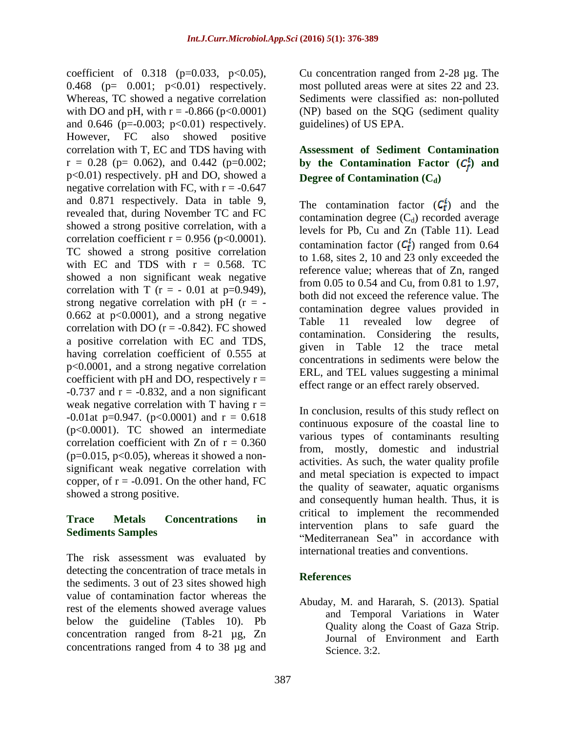coefficient of 0.318 ($p=0.033$, $p<0.05$), 0.468 ($p= 0.001$; $p<0.01$) respectively. Whereas, TC showed a negative correlation with DO and pH, with $r = -0.866$ ($p<0.0001$) and 0.646 ($p=-0.003$; $p<0.01$) respectively. However, FC also showed positive correlation with T, EC and TDS having with $r = 0.28$ ($p= 0.062$), and 0.442 ($p=0.002$; $p<0.01$) respectively. pH and DO, showed a negative correlation with FC, with $r = -0.647$ and 0.871 respectively. Data in table 9, revealed that, during November TC and FC showed a strong positive correlation, with a correlation coefficient $r = 0.956$ ($p<0.0001$). TC showed a strong positive correlation with EC and TDS with $r = 0.568$. TC showed a non significant weak negative correlation with T ($r = - 0.01$ at $p=0.949$), strong negative correlation with pH ($r = -0.662$ at $p<0.0001$), and a strong negative correlation with DO ($r = -0.842$). FC showed a positive correlation with EC and TDS, having correlation coefficient of 0.555 at $p<0.0001$, and a strong negative correlation coefficient with pH and DO, respectively $r = -0.737$ and $r = -0.832$, and a non significant weak negative correlation with T having $r = -0.01$at $p=0.947$. ($p<0.0001$) and $r = 0.618$ ($p<0.0001$). TC showed an intermediate correlation coefficient with Zn of $r = 0.360$ ($p=0.015$, $p<0.05$), whereas it showed a non-significant weak negative correlation with copper, of $r = -0.091$. On the other hand, FC showed a strong positive.

## Trace Metals Concentrations in Sediments Samples

The risk assessment was evaluated by detecting the concentration of trace metals in the sediments. 3 out of 23 sites showed high value of contamination factor whereas the rest of the elements showed average values below the guideline (Tables 10). Pb concentration ranged from 8-21 µg, Zn concentrations ranged from 4 to 38 µg and Cu concentration ranged from 2-28 µg. The most polluted areas were at sites 22 and 23. Sediments were classified as: non-polluted (NP) based on the SQG (sediment quality guidelines) of US EPA.

## Assessment of Sediment Contamination by the Contamination Factor ($C_f^i$) and Degree of Contamination ($C_d$)

The contamination factor ($C_f^i$) and the contamination degree ($C_d$) recorded average levels for Pb, Cu and Zn (Table 11). Lead contamination factor ($C_f^i$) ranged from 0.64 to 1.68, sites 2, 10 and 23 only exceeded the reference value; whereas that of Zn, ranged from 0.05 to 0.54 and Cu, from 0.81 to 1.97, both did not exceed the reference value. The contamination degree values provided in Table 11 revealed low degree of contamination. Considering the results, given in Table 12 the trace metal concentrations in sediments were below the ERL, and TEL values suggesting a minimal effect range or an effect rarely observed.

In conclusion, results of this study reflect on continuous exposure of the coastal line to various types of contaminants resulting from, mostly, domestic and industrial activities. As such, the water quality profile and metal speciation is expected to impact the quality of seawater, aquatic organisms and consequently human health. Thus, it is critical to implement the recommended intervention plans to safe guard the "Mediterranean Sea" in accordance with international treaties and conventions.

## References

Abuday, M. and Hararah, S. (2013). Spatial and Temporal Variations in Water Quality along the Coast of Gaza Strip. Journal of Environment and Earth Science. 3:2.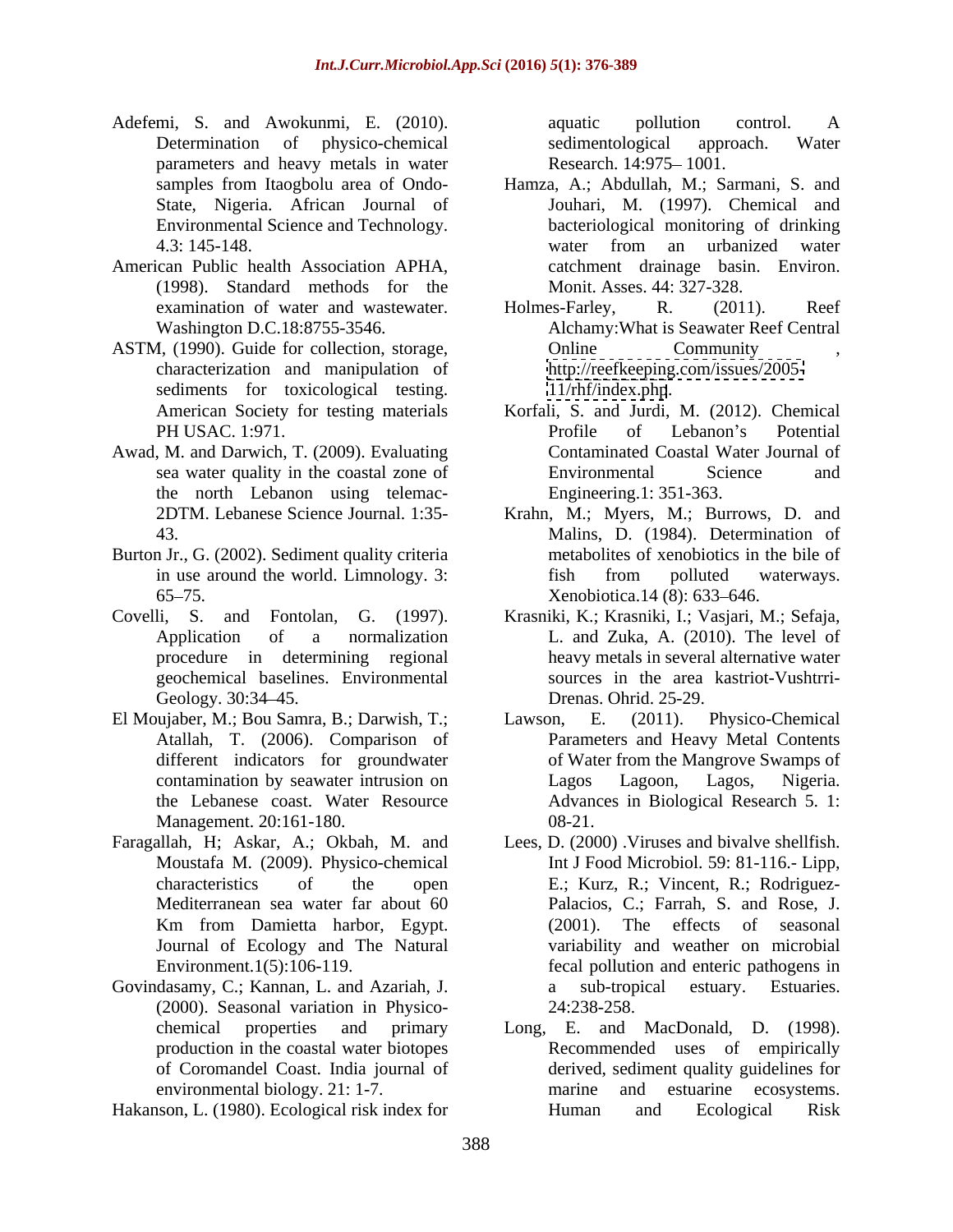Adefemi, S. and Awokunmi, E. (2010). Determination of physico-chemical parameters and heavy metals in water samples from Itaogbolu area of Ondo-State, Nigeria. African Journal of Environmental Science and Technology. 4.3: 145-148.

American Public health Association APHA, (1998). Standard methods for the examination of water and wastewater. Washington D.C.18:8755-3546.

ASTM, (1990). Guide for collection, storage, characterization and manipulation of sediments for toxicological testing. American Society for testing materials PH USAC. 1:971.

Awad, M. and Darwich, T. (2009). Evaluating sea water quality in the coastal zone of the north Lebanon using telemac-2DTM. Lebanese Science Journal. 1:35-43.

Burton Jr., G. (2002). Sediment quality criteria in use around the world. Limnology. 3: 65–75.

Covelli, S. and Fontolan, G. (1997). Application of a normalization procedure in determining regional geochemical baselines. Environmental Geology. 30:34–45.

El Moujaber, M.; Bou Samra, B.; Darwish, T.; Atallah, T. (2006). Comparison of different indicators for groundwater contamination by seawater intrusion on the Lebanese coast. Water Resource Management. 20:161-180.

Faragallah, H; Askar, A.; Okbah, M. and Moustafa M. (2009). Physico-chemical characteristics of the open Mediterranean sea water far about 60 Km from Damietta harbor, Egypt. Journal of Ecology and The Natural Environment.1(5):106-119.

Govindasamy, C.; Kannan, L. and Azariah, J. (2000). Seasonal variation in Physico-chemical properties and primary production in the coastal water biotopes of Coromandel Coast. India journal of environmental biology. 21: 1-7.

Hakanson, L. (1980). Ecological risk index for aquatic pollution control. A sedimentological approach. Water Research. 14:975– 1001.

Hamza, A.; Abdullah, M.; Sarmani, S. and Jouhari, M. (1997). Chemical and bacteriological monitoring of drinking water from an urbanized water catchment drainage basin. Environ. Monit. Asses. 44: 327-328.

Holmes-Farley, R. (2011). Reef Alchamy:What is Seawater Reef Central Online Community , http://reefkeeping.com/issues/2005-11/rhf/index.php.

Korfali, S. and Jurdi, M. (2012). Chemical Profile of Lebanon's Potential Contaminated Coastal Water Journal of Environmental Science and Engineering.1: 351-363.

Krahn, M.; Myers, M.; Burrows, D. and Malins, D. (1984). Determination of metabolites of xenobiotics in the bile of fish from polluted waterways. Xenobiotica.14 (8): 633–646.

Krasniki, K.; Krasniki, I.; Vasjari, M.; Sefaja, L. and Zuka, A. (2010). The level of heavy metals in several alternative water sources in the area kastriot-Vushtrri-Drenas. Ohrid. 25-29.

Lawson, E. (2011). Physico-Chemical Parameters and Heavy Metal Contents of Water from the Mangrove Swamps of Lagos Lagoon, Lagos, Nigeria. Advances in Biological Research 5. 1: 08-21.

Lees, D. (2000) .Viruses and bivalve shellfish. Int J Food Microbiol. 59: 81-116.- Lipp, E.; Kurz, R.; Vincent, R.; Rodriguez-Palacios, C.; Farrah, S. and Rose, J. (2001). The effects of seasonal variability and weather on microbial fecal pollution and enteric pathogens in a sub-tropical estuary. Estuaries. 24:238-258.

Long, E. and MacDonald, D. (1998). Recommended uses of empirically derived, sediment quality guidelines for marine and estuarine ecosystems. Human and Ecological Risk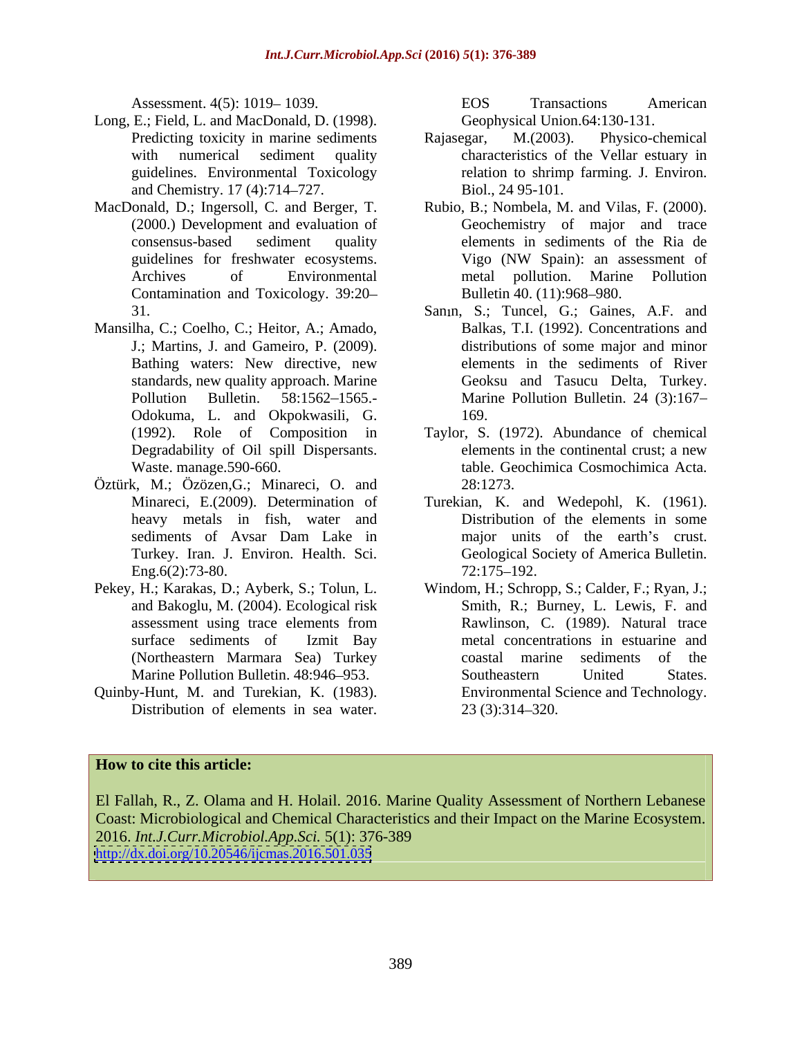Assessment. 4(5): 1019– 1039.

Long, E.; Field, L. and MacDonald, D. (1998). Predicting toxicity in marine sediments with numerical sediment quality guidelines. Environmental Toxicology and Chemistry. 17 (4):714–727.

MacDonald, D.; Ingersoll, C. and Berger, T. (2000.) Development and evaluation of consensus-based sediment quality guidelines for freshwater ecosystems. Archives of Environmental Contamination and Toxicology. 39:20–31.

Mansilha, C.; Coelho, C.; Heitor, A.; Amado, J.; Martins, J. and Gameiro, P. (2009). Bathing waters: New directive, new standards, new quality approach. Marine Pollution Bulletin. 58:1562–1565.- Odokuma, L. and Okpokwasili, G. (1992). Role of Composition in Degradability of Oil spill Dispersants. Waste. manage.590-660.

Öztürk, M.; Özözen,G.; Minareci, O. and Minareci, E.(2009). Determination of heavy metals in fish, water and sediments of Avsar Dam Lake in Turkey. Iran. J. Environ. Health. Sci. Eng.6(2):73-80.

Pekey, H.; Karakas, D.; Ayberk, S.; Tolun, L. and Bakoglu, M. (2004). Ecological risk assessment using trace elements from surface sediments of Izmit Bay (Northeastern Marmara Sea) Turkey Marine Pollution Bulletin. 48:946–953.

Quinby-Hunt, M. and Turekian, K. (1983). Distribution of elements in sea water. EOS Transactions American Geophysical Union.64:130-131.

Rajasegar, M.(2003). Physico-chemical characteristics of the Vellar estuary in relation to shrimp farming. J. Environ. Biol., 24 95-101.

Rubio, B.; Nombela, M. and Vilas, F. (2000). Geochemistry of major and trace elements in sediments of the Ria de Vigo (NW Spain): an assessment of metal pollution. Marine Pollution Bulletin 40. (11):968–980.

Sanın, S.; Tuncel, G.; Gaines, A.F. and Balkas, T.I. (1992). Concentrations and distributions of some major and minor elements in the sediments of River Geoksu and Tasucu Delta, Turkey. Marine Pollution Bulletin. 24 (3):167–169.

Taylor, S. (1972). Abundance of chemical elements in the continental crust; a new table. Geochimica Cosmochimica Acta. 28:1273.

Turekian, K. and Wedepohl, K. (1961). Distribution of the elements in some major units of the earth's crust. Geological Society of America Bulletin. 72:175–192.

Windom, H.; Schropp, S.; Calder, F.; Ryan, J.; Smith, R.; Burney, L. Lewis, F. and Rawlinson, C. (1989). Natural trace metal concentrations in estuarine and coastal marine sediments of the Southeastern United States. Environmental Science and Technology. 23 (3):314–320.

**How to cite this article:**

El Fallah, R., Z. Olama and H. Holail. 2016. Marine Quality Assessment of Northern Lebanese Coast: Microbiological and Chemical Characteristics and their Impact on the Marine Ecosystem. 2016. *Int.J.Curr.Microbiol.App.Sci.* 5(1): 376-389
http://dx.doi.org/10.20546/ijcmas.2016.501.035